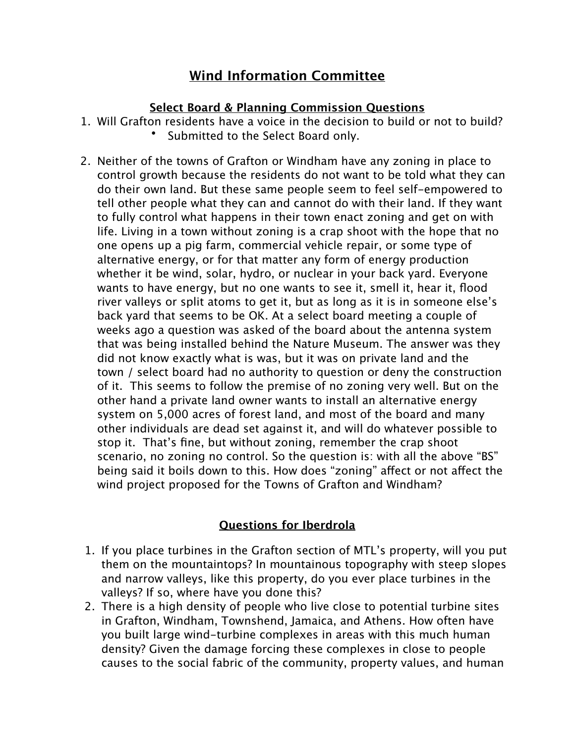# Wind Information Committee

## Select Board & Planning Commission Questions

1. Will Grafton residents have a voice in the decision to build or not to build?
   - Submitted to the Select Board only.

2. Neither of the towns of Grafton or Windham have any zoning in place to control growth because the residents do not want to be told what they can do their own land. But these same people seem to feel self-empowered to tell other people what they can and cannot do with their land. If they want to fully control what happens in their town enact zoning and get on with life. Living in a town without zoning is a crap shoot with the hope that no one opens up a pig farm, commercial vehicle repair, or some type of alternative energy, or for that matter any form of energy production whether it be wind, solar, hydro, or nuclear in your back yard. Everyone wants to have energy, but no one wants to see it, smell it, hear it, flood river valleys or split atoms to get it, but as long as it is in someone else's back yard that seems to be OK. At a select board meeting a couple of weeks ago a question was asked of the board about the antenna system that was being installed behind the Nature Museum. The answer was they did not know exactly what is was, but it was on private land and the town / select board had no authority to question or deny the construction of it. This seems to follow the premise of no zoning very well. But on the other hand a private land owner wants to install an alternative energy system on 5,000 acres of forest land, and most of the board and many other individuals are dead set against it, and will do whatever possible to stop it. That's fine, but without zoning, remember the crap shoot scenario, no zoning no control. So the question is: with all the above "BS" being said it boils down to this. How does "zoning" affect or not affect the wind project proposed for the Towns of Grafton and Windham?

## Questions for Iberdrola

1. If you place turbines in the Grafton section of MTL's property, will you put them on the mountaintops? In mountainous topography with steep slopes and narrow valleys, like this property, do you ever place turbines in the valleys? If so, where have you done this?
2. There is a high density of people who live close to potential turbine sites in Grafton, Windham, Townshend, Jamaica, and Athens. How often have you built large wind-turbine complexes in areas with this much human density? Given the damage forcing these complexes in close to people causes to the social fabric of the community, property values, and human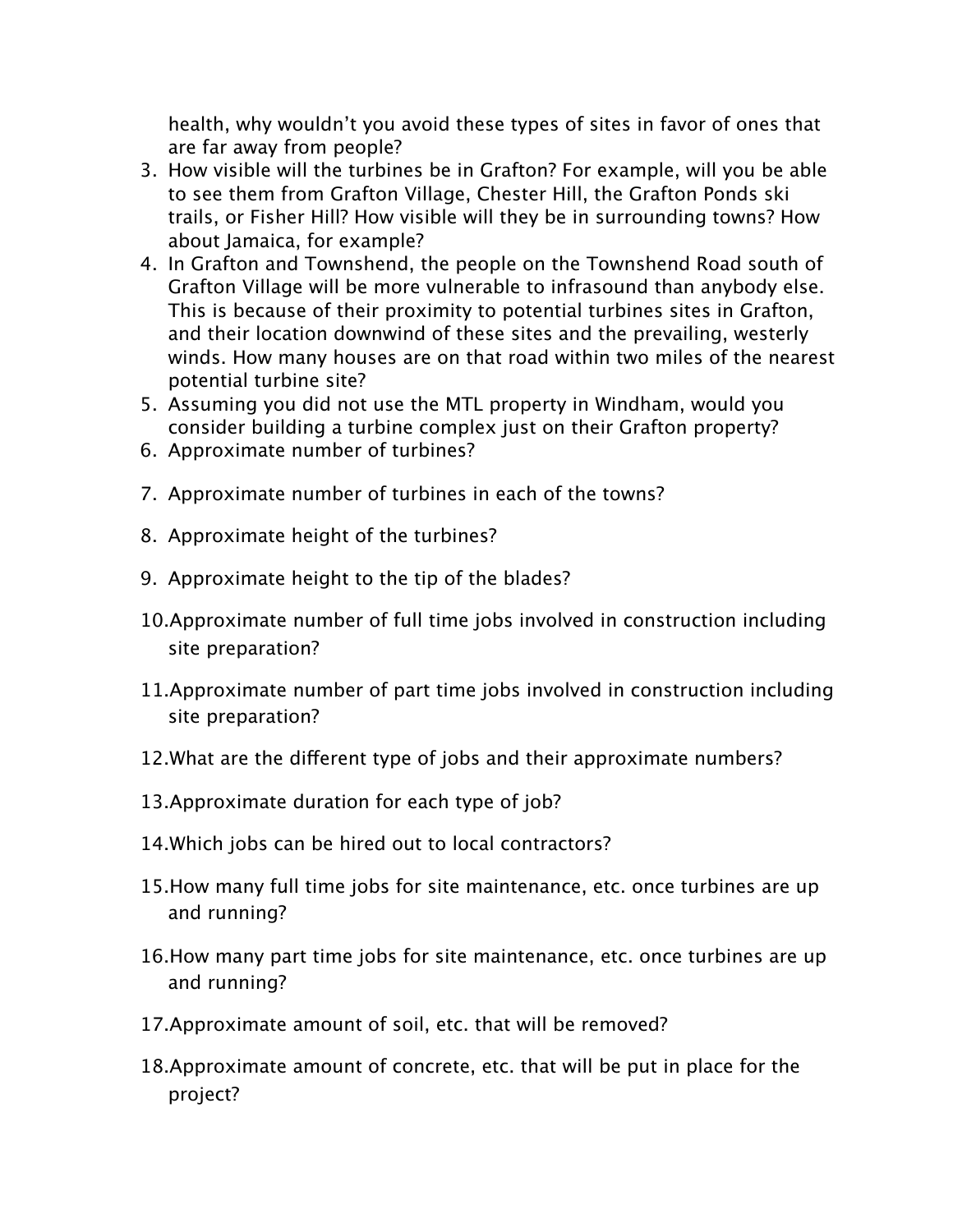health, why wouldn't you avoid these types of sites in favor of ones that are far away from people?

3. How visible will the turbines be in Grafton? For example, will you be able to see them from Grafton Village, Chester Hill, the Grafton Ponds ski trails, or Fisher Hill? How visible will they be in surrounding towns? How about Jamaica, for example?
4. In Grafton and Townshend, the people on the Townshend Road south of Grafton Village will be more vulnerable to infrasound than anybody else. This is because of their proximity to potential turbines sites in Grafton, and their location downwind of these sites and the prevailing, westerly winds. How many houses are on that road within two miles of the nearest potential turbine site?
5. Assuming you did not use the MTL property in Windham, would you consider building a turbine complex just on their Grafton property?
6. Approximate number of turbines?
7. Approximate number of turbines in each of the towns?
8. Approximate height of the turbines?
9. Approximate height to the tip of the blades?
10. Approximate number of full time jobs involved in construction including site preparation?
11. Approximate number of part time jobs involved in construction including site preparation?
12. What are the different type of jobs and their approximate numbers?
13. Approximate duration for each type of job?
14. Which jobs can be hired out to local contractors?
15. How many full time jobs for site maintenance, etc. once turbines are up and running?
16. How many part time jobs for site maintenance, etc. once turbines are up and running?
17. Approximate amount of soil, etc. that will be removed?
18. Approximate amount of concrete, etc. that will be put in place for the project?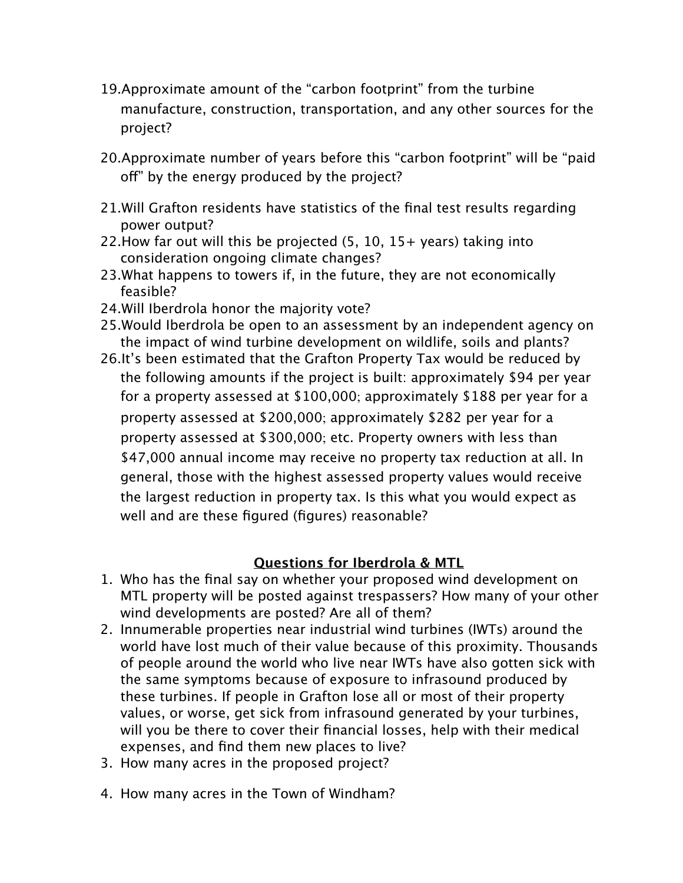19. Approximate amount of the “carbon footprint” from the turbine manufacture, construction, transportation, and any other sources for the project?

20. Approximate number of years before this “carbon footprint” will be “paid off” by the energy produced by the project?

21. Will Grafton residents have statistics of the final test results regarding power output?
22. How far out will this be projected (5, 10, 15+ years) taking into consideration ongoing climate changes?
23. What happens to towers if, in the future, they are not economically feasible?
24. Will Iberdrola honor the majority vote?
25. Would Iberdrola be open to an assessment by an independent agency on the impact of wind turbine development on wildlife, soils and plants?
26. It’s been estimated that the Grafton Property Tax would be reduced by the following amounts if the project is built: approximately $94 per year for a property assessed at $100,000; approximately $188 per year for a property assessed at $200,000; approximately $282 per year for a property assessed at $300,000; etc. Property owners with less than $47,000 annual income may receive no property tax reduction at all. In general, those with the highest assessed property values would receive the largest reduction in property tax. Is this what you would expect as well and are these figured (figures) reasonable?

## <u>Questions for Iberdrola & MTL</u>

1. Who has the final say on whether your proposed wind development on MTL property will be posted against trespassers? How many of your other wind developments are posted? Are all of them?
2. Innumerable properties near industrial wind turbines (IWTs) around the world have lost much of their value because of this proximity. Thousands of people around the world who live near IWTs have also gotten sick with the same symptoms because of exposure to infrasound produced by these turbines. If people in Grafton lose all or most of their property values, or worse, get sick from infrasound generated by your turbines, will you be there to cover their financial losses, help with their medical expenses, and find them new places to live?
3. How many acres in the proposed project?

4. How many acres in the Town of Windham?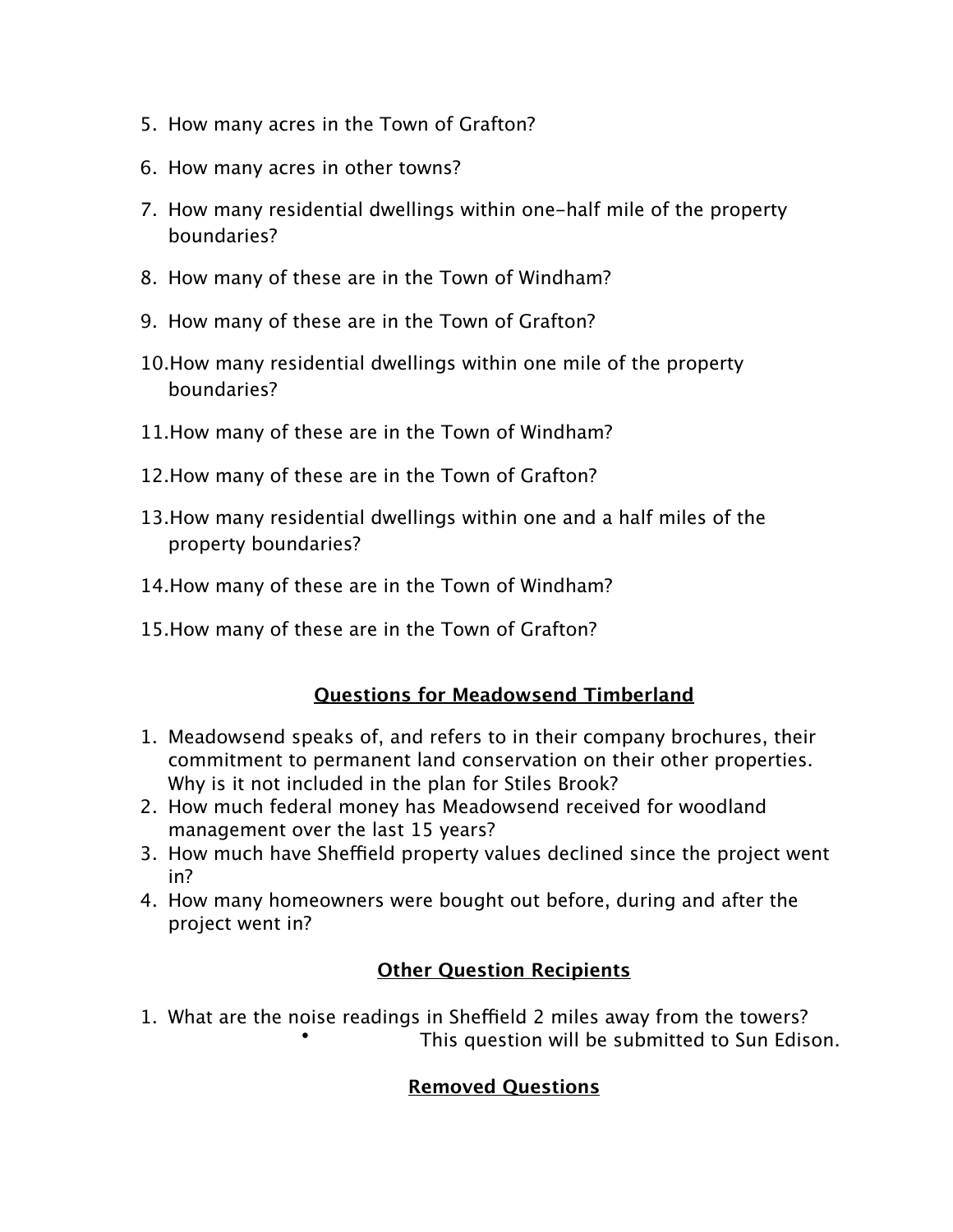5. How many acres in the Town of Grafton?

6. How many acres in other towns?

7. How many residential dwellings within one-half mile of the property boundaries?

8. How many of these are in the Town of Windham?

9. How many of these are in the Town of Grafton?

10. How many residential dwellings within one mile of the property boundaries?

11. How many of these are in the Town of Windham?

12. How many of these are in the Town of Grafton?

13. How many residential dwellings within one and a half miles of the property boundaries?

14. How many of these are in the Town of Windham?

15. How many of these are in the Town of Grafton?

## Questions for Meadowsend Timberland

1. Meadowsend speaks of, and refers to in their company brochures, their commitment to permanent land conservation on their other properties. Why is it not included in the plan for Stiles Brook?
2. How much federal money has Meadowsend received for woodland management over the last 15 years?
3. How much have Sheffield property values declined since the project went in?
4. How many homeowners were bought out before, during and after the project went in?

## Other Question Recipients

1. What are the noise readings in Sheffield 2 miles away from the towers?
   - This question will be submitted to Sun Edison.

## Removed Questions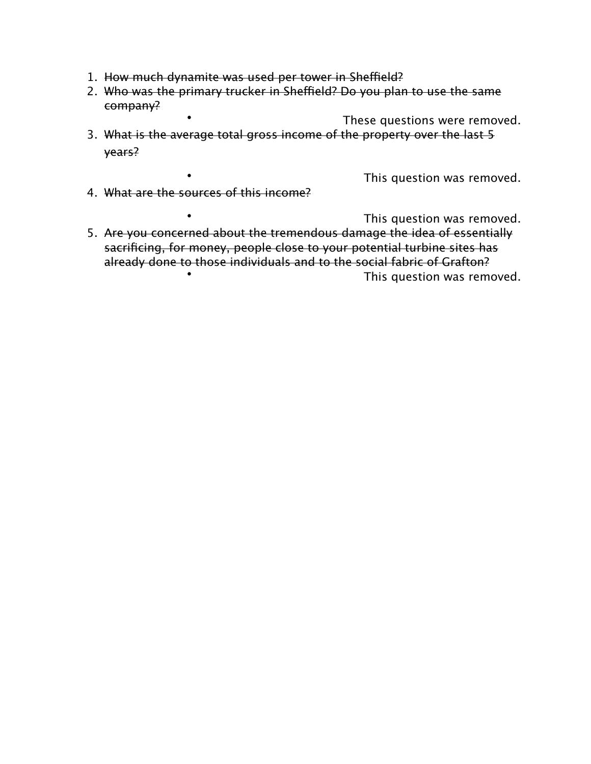1. ~~How much dynamite was used per tower in Sheffield?~~
2. ~~Who was the primary trucker in Sheffield? Do you plan to use the same company?~~
    - These questions were removed.
3. ~~What is the average total gross income of the property over the last 5 years?~~
    - This question was removed.
4. ~~What are the sources of this income?~~
    - This question was removed.
5. ~~Are you concerned about the tremendous damage the idea of essentially sacrificing, for money, people close to your potential turbine sites has already done to those individuals and to the social fabric of Grafton?~~
    - This question was removed.